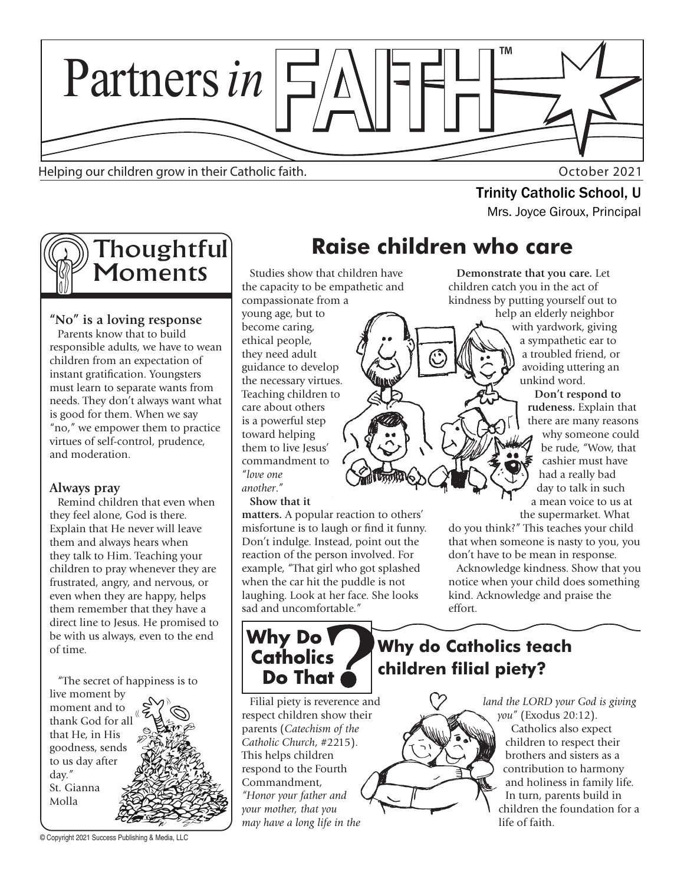# Partners *in* FAITH™

Helping our children grow in their Catholic faith.

October 2021

**Trinity Catholic School, U**

Mrs. Joyce Giroux, Principal

## Thoughtful Moments

### "No" is a loving response

Parents know that to build responsible adults, we have to wean children from an expectation of instant gratification. Youngsters must learn to separate wants from needs. They don't always want what is good for them. When we say "no," we empower them to practice virtues of self-control, prudence, and moderation.

### Always pray

Remind children that even when they feel alone, God is there. Explain that He never will leave them and always hears when they talk to Him. Teaching your children to pray whenever they are frustrated, angry, and nervous, or even when they are happy, helps them remember that they have a direct line to Jesus. He promised to be with us always, even to the end of time.

"The secret of happiness is to live moment by moment and to thank God for all that He, in His goodness, sends to us day after day."
St. Gianna Molla

## Raise children who care

Studies show that children have the capacity to be empathetic and compassionate from a young age, but to become caring, ethical people, they need adult guidance to develop the necessary virtues. Teaching children to care about others is a powerful step toward helping them to live Jesus' commandment to "*love one another*."

**Show that it matters.** A popular reaction to others' misfortune is to laugh or find it funny. Don't indulge. Instead, point out the reaction of the person involved. For example, "That girl who got splashed when the car hit the puddle is not laughing. Look at her face. She looks sad and uncomfortable."

**Demonstrate that you care.** Let children catch you in the act of kindness by putting yourself out to help an elderly neighbor with yardwork, giving a sympathetic ear to a troubled friend, or avoiding uttering an unkind word.

**Don't respond to rudeness.** Explain that there are many reasons why someone could be rude, "Wow, that cashier must have had a really bad day to talk in such a mean voice to us at the supermarket. What do you think?" This teaches your child that when someone is nasty to you, you don't have to be mean in response.

Acknowledge kindness. Show that you notice when your child does something kind. Acknowledge and praise the effort.

## Why Do Catholics Do That?

### Why do Catholics teach children filial piety?

Filial piety is reverence and respect children show their parents (*Catechism of the Catholic Church*, #2215). This helps children respond to the Fourth Commandment, *"Honor your father and your mother, that you may have a long life in the land the LORD your God is giving you"* (Exodus 20:12).

Catholics also expect children to respect their brothers and sisters as a contribution to harmony and holiness in family life. In turn, parents build in children the foundation for a life of faith.

© Copyright 2021 Success Publishing & Media, LLC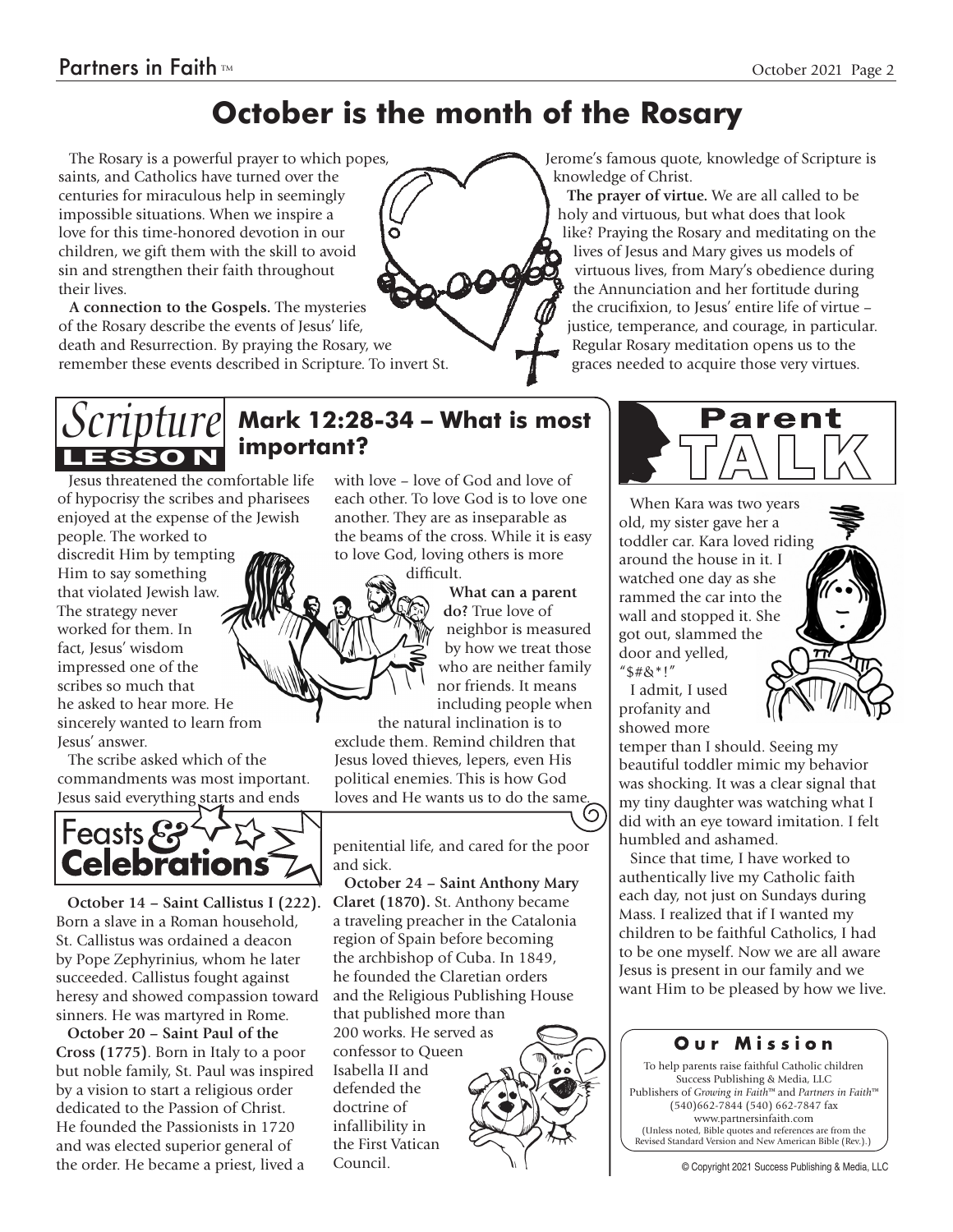# October is the month of the Rosary

The Rosary is a powerful prayer to which popes, saints, and Catholics have turned over the centuries for miraculous help in seemingly impossible situations. When we inspire a love for this time-honored devotion in our children, we gift them with the skill to avoid sin and strengthen their faith throughout their lives.

**A connection to the Gospels.** The mysteries of the Rosary describe the events of Jesus' life, death and Resurrection. By praying the Rosary, we remember these events described in Scripture. To invert St. Jerome's famous quote, knowledge of Scripture is knowledge of Christ.

**The prayer of virtue.** We are all called to be holy and virtuous, but what does that look like? Praying the Rosary and meditating on the lives of Jesus and Mary gives us models of virtuous lives, from Mary's obedience during the Annunciation and her fortitude during the crucifixion, to Jesus' entire life of virtue – justice, temperance, and courage, in particular. Regular Rosary meditation opens us to the graces needed to acquire those very virtues.

## Scripture LESSON: Mark 12:28-34 – What is most important?

Jesus threatened the comfortable life of hypocrisy the scribes and pharisees enjoyed at the expense of the Jewish people. The worked to discredit Him by tempting Him to say something that violated Jewish law. The strategy never worked for them. In fact, Jesus' wisdom impressed one of the scribes so much that he asked to hear more. He sincerely wanted to learn from Jesus' answer.

The scribe asked which of the commandments was most important. Jesus said everything starts and ends with love – love of God and love of each other. To love God is to love one another. They are as inseparable as the beams of the cross. While it is easy to love God, loving others is more difficult.

**What can a parent do?** True love of neighbor is measured by how we treat those who are neither family nor friends. It means including people when the natural inclination is to exclude them. Remind children that Jesus loved thieves, lepers, even His political enemies. This is how God loves and He wants us to do the same.

## Feasts & Celebrations

**October 14 – Saint Callistus I (222).** Born a slave in a Roman household, St. Callistus was ordained a deacon by Pope Zephyrinius, whom he later succeeded. Callistus fought against heresy and showed compassion toward sinners. He was martyred in Rome.

**October 20 – Saint Paul of the Cross (1775)**. Born in Italy to a poor but noble family, St. Paul was inspired by a vision to start a religious order dedicated to the Passion of Christ. He founded the Passionists in 1720 and was elected superior general of the order. He became a priest, lived a penitential life, and cared for the poor and sick.

**October 24 – Saint Anthony Mary Claret (1870).** St. Anthony became a traveling preacher in the Catalonia region of Spain before becoming the archbishop of Cuba. In 1849, he founded the Claretian orders and the Religious Publishing House that published more than 200 works. He served as confessor to Queen Isabella II and defended the doctrine of infallibility in the First Vatican Council.

## Parent TALK

When Kara was two years old, my sister gave her a toddler car. Kara loved riding around the house in it. I watched one day as she rammed the car into the wall and stopped it. She got out, slammed the door and yelled, "$#&*!"

I admit, I used profanity and showed more temper than I should. Seeing my beautiful toddler mimic my behavior was shocking. It was a clear signal that my tiny daughter was watching what I did with an eye toward imitation. I felt humbled and ashamed.

Since that time, I have worked to authentically live my Catholic faith each day, not just on Sundays during Mass. I realized that if I wanted my children to be faithful Catholics, I had to be one myself. Now we are all aware Jesus is present in our family and we want Him to be pleased by how we live.

### Our Mission

To help parents raise faithful Catholic children
Success Publishing & Media, LLC
Publishers of *Growing in Faith*™ and *Partners in Faith*™
(540)662-7844 (540) 662-7847 fax
www.partnersinfaith.com
(Unless noted, Bible quotes and references are from the Revised Standard Version and New American Bible (Rev.).)

© Copyright 2021 Success Publishing & Media, LLC